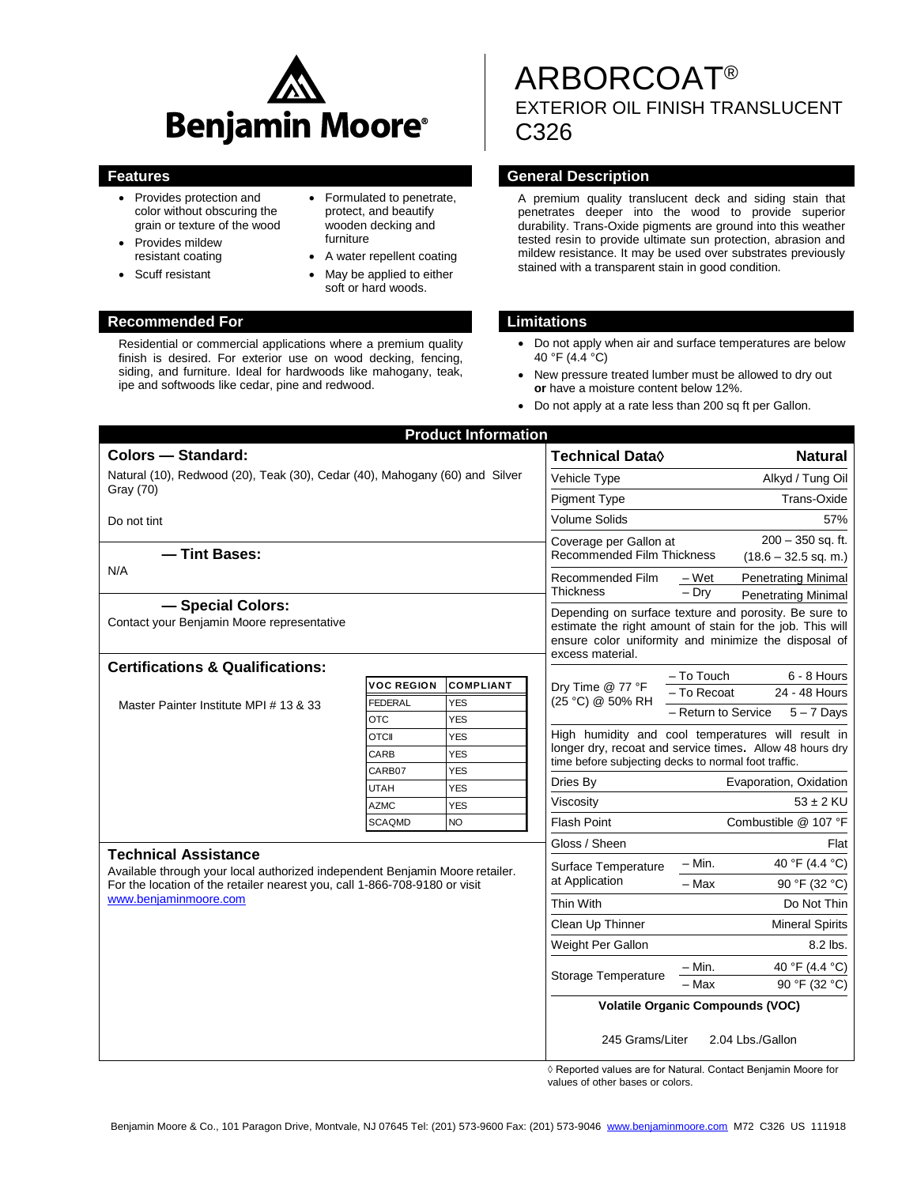Benjamin Moore®

# ARBORCOAT®

## EXTERIOR OIL FINISH TRANSLUCENT C326

## Features

- Provides protection and color without obscuring the grain or texture of the wood
- Provides mildew resistant coating
- Scuff resistant
- Formulated to penetrate, protect, and beautify wooden decking and furniture
- A water repellent coating
- May be applied to either soft or hard woods.

## General Description

A premium quality translucent deck and siding stain that penetrates deeper into the wood to provide superior durability. Trans-Oxide pigments are ground into this weather tested resin to provide ultimate sun protection, abrasion and mildew resistance. It may be used over substrates previously stained with a transparent stain in good condition.

## Recommended For

Residential or commercial applications where a premium quality finish is desired. For exterior use on wood decking, fencing, siding, and furniture. Ideal for hardwoods like mahogany, teak, ipe and softwoods like cedar, pine and redwood.

## Limitations

- Do not apply when air and surface temperatures are below 40 °F (4.4 °C)
- New pressure treated lumber must be allowed to dry out **or** have a moisture content below 12%.
- Do not apply at a rate less than 200 sq ft per Gallon.

## Product Information

### Colors — Standard:

Natural (10), Redwood (20), Teak (30), Cedar (40), Mahogany (60) and Silver Gray (70)

Do not tint

### — Tint Bases:

N/A

### — Special Colors:

Contact your Benjamin Moore representative

### Certifications & Qualifications:

Master Painter Institute MPI # 13 & 33

| VOC REGION | COMPLIANT |
|---|---|
| FEDERAL | YES |
| OTC | YES |
| OTCII | YES |
| CARB | YES |
| CARB07 | YES |
| UTAH | YES |
| AZMC | YES |
| SCAQMD | NO |

### Technical Assistance

Available through your local authorized independent Benjamin Moore retailer. For the location of the retailer nearest you, call 1-866-708-9180 or visit www.benjaminmoore.com

| Technical Data◊ | | Natural |
|---|---|---|
| Vehicle Type | | Alkyd / Tung Oil |
| Pigment Type | | Trans-Oxide |
| Volume Solids | | 57% |
| Coverage per Gallon at Recommended Film Thickness | | 200 – 350 sq. ft. (18.6 – 32.5 sq. m.) |
| Recommended Film Thickness | – Wet | Penetrating Minimal |
| | – Dry | Penetrating Minimal |

Depending on surface texture and porosity. Be sure to estimate the right amount of stain for the job. This will ensure color uniformity and minimize the disposal of excess material.

| | | |
|---|---|---|
| Dry Time @ 77 °F (25 °C) @ 50% RH | – To Touch | 6 - 8 Hours |
| | – To Recoat | 24 - 48 Hours |
| | – Return to Service | 5 – 7 Days |

High humidity and cool temperatures will result in longer dry, recoat and service times. Allow 48 hours dry time before subjecting decks to normal foot traffic.

| | | |
|---|---|---|
| Dries By | | Evaporation, Oxidation |
| Viscosity | | 53 ± 2 KU |
| Flash Point | | Combustible @ 107 °F |
| Gloss / Sheen | | Flat |
| Surface Temperature at Application | – Min. | 40 °F (4.4 °C) |
| | – Max | 90 °F (32 °C) |
| Thin With | | Do Not Thin |
| Clean Up Thinner | | Mineral Spirits |
| Weight Per Gallon | | 8.2 lbs. |
| Storage Temperature | – Min. | 40 °F (4.4 °C) |
| | – Max | 90 °F (32 °C) |

**Volatile Organic Compounds (VOC)**

245 Grams/Liter 2.04 Lbs./Gallon

◊ Reported values are for Natural. Contact Benjamin Moore for values of other bases or colors.

Benjamin Moore & Co., 101 Paragon Drive, Montvale, NJ 07645 Tel: (201) 573-9600 Fax: (201) 573-9046 www.benjaminmoore.com M72 C326 US 111918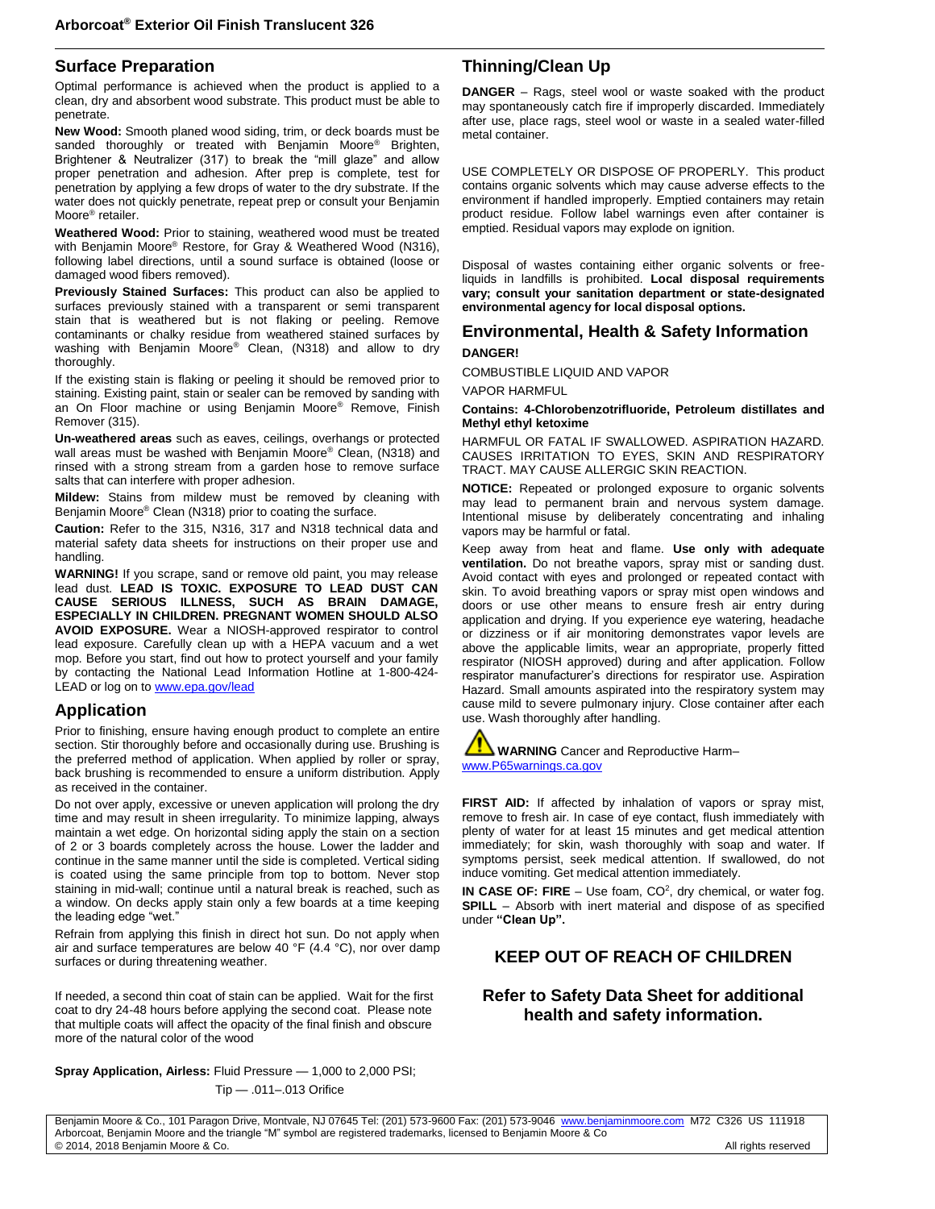## Surface Preparation

Optimal performance is achieved when the product is applied to a clean, dry and absorbent wood substrate. This product must be able to penetrate.

**New Wood:** Smooth planed wood siding, trim, or deck boards must be sanded thoroughly or treated with Benjamin Moore® Brighten, Brightener & Neutralizer (317) to break the "mill glaze" and allow proper penetration and adhesion. After prep is complete, test for penetration by applying a few drops of water to the dry substrate. If the water does not quickly penetrate, repeat prep or consult your Benjamin Moore® retailer.

**Weathered Wood:** Prior to staining, weathered wood must be treated with Benjamin Moore® Restore, for Gray & Weathered Wood (N316), following label directions, until a sound surface is obtained (loose or damaged wood fibers removed).

**Previously Stained Surfaces:** This product can also be applied to surfaces previously stained with a transparent or semi transparent stain that is weathered but is not flaking or peeling. Remove contaminants or chalky residue from weathered stained surfaces by washing with Benjamin Moore® Clean, (N318) and allow to dry thoroughly.

If the existing stain is flaking or peeling it should be removed prior to staining. Existing paint, stain or sealer can be removed by sanding with an On Floor machine or using Benjamin Moore® Remove, Finish Remover (315).

**Un-weathered areas** such as eaves, ceilings, overhangs or protected wall areas must be washed with Benjamin Moore® Clean, (N318) and rinsed with a strong stream from a garden hose to remove surface salts that can interfere with proper adhesion.

**Mildew:** Stains from mildew must be removed by cleaning with Benjamin Moore® Clean (N318) prior to coating the surface.

**Caution:** Refer to the 315, N316, 317 and N318 technical data and material safety data sheets for instructions on their proper use and handling.

**WARNING!** If you scrape, sand or remove old paint, you may release lead dust. **LEAD IS TOXIC. EXPOSURE TO LEAD DUST CAN CAUSE SERIOUS ILLNESS, SUCH AS BRAIN DAMAGE, ESPECIALLY IN CHILDREN. PREGNANT WOMEN SHOULD ALSO AVOID EXPOSURE.** Wear a NIOSH-approved respirator to control lead exposure. Carefully clean up with a HEPA vacuum and a wet mop. Before you start, find out how to protect yourself and your family by contacting the National Lead Information Hotline at 1-800-424-LEAD or log on to www.epa.gov/lead

## Application

Prior to finishing, ensure having enough product to complete an entire section. Stir thoroughly before and occasionally during use. Brushing is the preferred method of application. When applied by roller or spray, back brushing is recommended to ensure a uniform distribution. Apply as received in the container.

Do not over apply, excessive or uneven application will prolong the dry time and may result in sheen irregularity. To minimize lapping, always maintain a wet edge. On horizontal siding apply the stain on a section of 2 or 3 boards completely across the house. Lower the ladder and continue in the same manner until the side is completed. Vertical siding is coated using the same principle from top to bottom. Never stop staining in mid-wall; continue until a natural break is reached, such as a window. On decks apply stain only a few boards at a time keeping the leading edge "wet."

Refrain from applying this finish in direct hot sun. Do not apply when air and surface temperatures are below 40 °F (4.4 °C), nor over damp surfaces or during threatening weather.

If needed, a second thin coat of stain can be applied. Wait for the first coat to dry 24-48 hours before applying the second coat. Please note that multiple coats will affect the opacity of the final finish and obscure more of the natural color of the wood

**Spray Application, Airless:** Fluid Pressure — 1,000 to 2,000 PSI; Tip — .011–.013 Orifice

## Thinning/Clean Up

**DANGER** – Rags, steel wool or waste soaked with the product may spontaneously catch fire if improperly discarded. Immediately after use, place rags, steel wool or waste in a sealed water-filled metal container.

USE COMPLETELY OR DISPOSE OF PROPERLY. This product contains organic solvents which may cause adverse effects to the environment if handled improperly. Emptied containers may retain product residue. Follow label warnings even after container is emptied. Residual vapors may explode on ignition.

Disposal of wastes containing either organic solvents or free-liquids in landfills is prohibited. **Local disposal requirements vary; consult your sanitation department or state-designated environmental agency for local disposal options.**

## Environmental, Health & Safety Information

**DANGER!**

COMBUSTIBLE LIQUID AND VAPOR

VAPOR HARMFUL

**Contains: 4-Chlorobenzotrifluoride, Petroleum distillates and Methyl ethyl ketoxime**

HARMFUL OR FATAL IF SWALLOWED. ASPIRATION HAZARD. CAUSES IRRITATION TO EYES, SKIN AND RESPIRATORY TRACT. MAY CAUSE ALLERGIC SKIN REACTION.

**NOTICE:** Repeated or prolonged exposure to organic solvents may lead to permanent brain and nervous system damage. Intentional misuse by deliberately concentrating and inhaling vapors may be harmful or fatal.

Keep away from heat and flame. **Use only with adequate ventilation.** Do not breathe vapors, spray mist or sanding dust. Avoid contact with eyes and prolonged or repeated contact with skin. To avoid breathing vapors or spray mist open windows and doors or use other means to ensure fresh air entry during application and drying. If you experience eye watering, headache or dizziness or if air monitoring demonstrates vapor levels are above the applicable limits, wear an appropriate, properly fitted respirator (NIOSH approved) during and after application. Follow respirator manufacturer's directions for respirator use. Aspiration Hazard. Small amounts aspirated into the respiratory system may cause mild to severe pulmonary injury. Close container after each use. Wash thoroughly after handling.

**WARNING** Cancer and Reproductive Harm– www.P65warnings.ca.gov

**FIRST AID:** If affected by inhalation of vapors or spray mist, remove to fresh air. In case of eye contact, flush immediately with plenty of water for at least 15 minutes and get medical attention immediately; for skin, wash thoroughly with soap and water. If symptoms persist, seek medical attention. If swallowed, do not induce vomiting. Get medical attention immediately.

**IN CASE OF: FIRE** – Use foam, $CO^2$, dry chemical, or water fog. **SPILL** – Absorb with inert material and dispose of as specified under **"Clean Up".**

### KEEP OUT OF REACH OF CHILDREN

### Refer to Safety Data Sheet for additional health and safety information.

Benjamin Moore & Co., 101 Paragon Drive, Montvale, NJ 07645 Tel: (201) 573-9600 Fax: (201) 573-9046 www.benjaminmoore.com M72 C326 US 111918
Arborcoat, Benjamin Moore and the triangle "M" symbol are registered trademarks, licensed to Benjamin Moore & Co
© 2014, 2018 Benjamin Moore & Co. All rights reserved